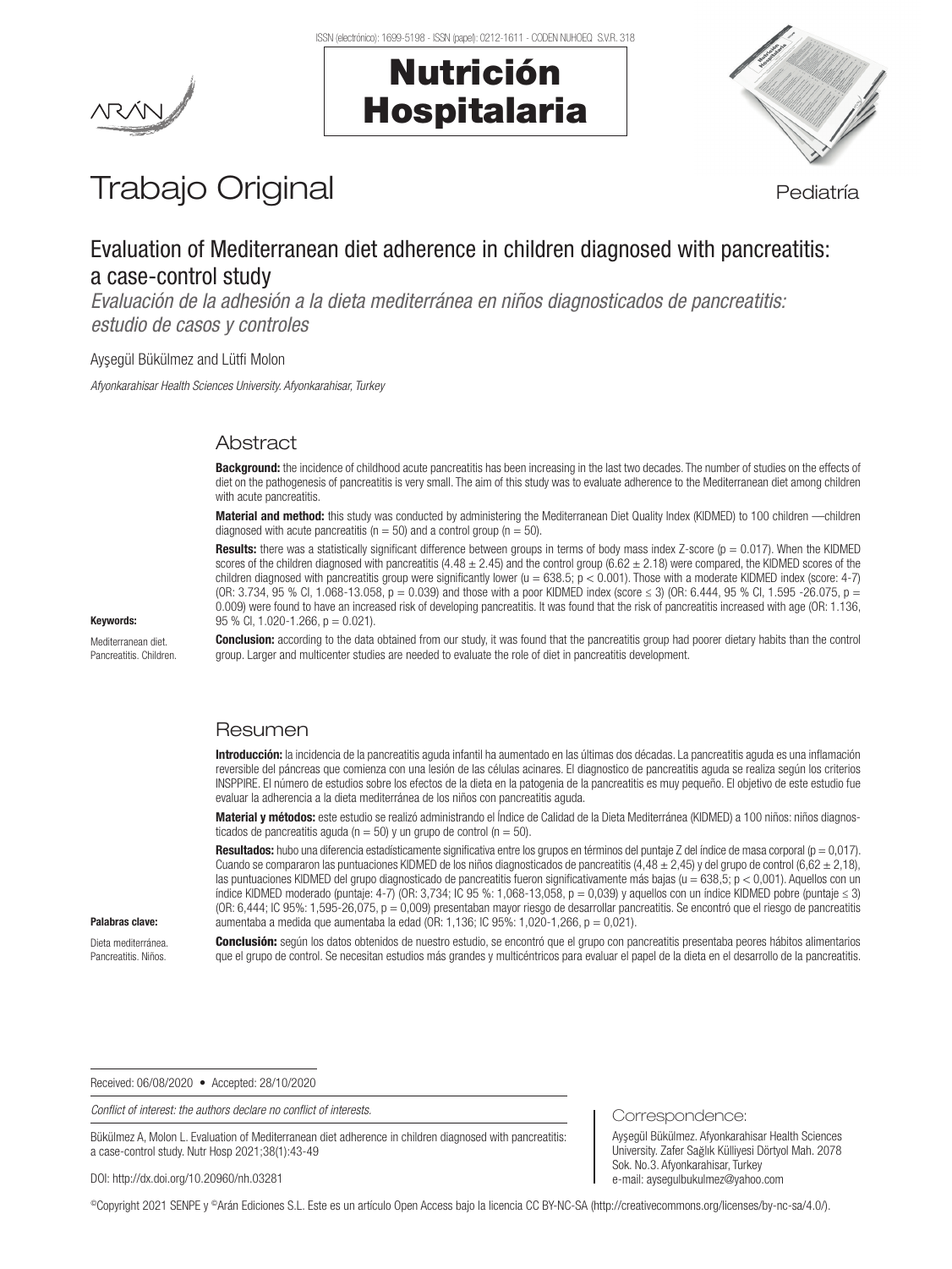# Trabajo Original

Pediatría

## Evaluation of Mediterranean diet adherence in children diagnosed with pancreatitis: a case-control study

*Evaluación de la adhesión a la dieta mediterránea en niños diagnosticados de pancreatitis: estudio de casos y controles*

Ayşegül Bükülmez and Lütfi Molon

*Afyonkarahisar Health Sciences University. Afyonkarahisar, Turkey*

### Abstract

**Background:** the incidence of childhood acute pancreatitis has been increasing in the last two decades. The number of studies on the effects of diet on the pathogenesis of pancreatitis is very small. The aim of this study was to evaluate adherence to the Mediterranean diet among children with acute pancreatitis.

**Material and method:** this study was conducted by administering the Mediterranean Diet Quality Index (KIDMED) to 100 children —children diagnosed with acute pancreatitis (n = 50) and a control group (n = 50).

**Results:** there was a statistically significant difference between groups in terms of body mass index Z-score ($p = 0.017$). When the KIDMED scores of the children diagnosed with pancreatitis (4.48 ± 2.45) and the control group (6.62 ± 2.18) were compared, the KIDMED scores of the children diagnosed with pancreatitis group were significantly lower (u = 638.5; $p < 0.001$). Those with a moderate KIDMED index (score: 4-7) (OR: 3.734, 95 % CI, 1.068-13.058, $p = 0.039$) and those with a poor KIDMED index (score ≤ 3) (OR: 6.444, 95 % CI, 1.595 -26.075, $p = 0.009$) were found to have an increased risk of developing pancreatitis. It was found that the risk of pancreatitis increased with age (OR: 1.136, 95 % CI, 1.020-1.266, $p = 0.021$).

**Conclusion:** according to the data obtained from our study, it was found that the pancreatitis group had poorer dietary habits than the control group. Larger and multicenter studies are needed to evaluate the role of diet in pancreatitis development.

**Keywords:**

Mediterranean diet. Pancreatitis. Children.

### Resumen

**Introducción:** la incidencia de la pancreatitis aguda infantil ha aumentado en las últimas dos décadas. La pancreatitis aguda es una inflamación reversible del páncreas que comienza con una lesión de las células acinares. El diagnostico de pancreatitis aguda se realiza según los criterios INSPPIRE. El número de estudios sobre los efectos de la dieta en la patogenia de la pancreatitis es muy pequeño. El objetivo de este estudio fue evaluar la adherencia a la dieta mediterránea de los niños con pancreatitis aguda.

**Material y métodos:** este estudio se realizó administrando el Índice de Calidad de la Dieta Mediterránea (KIDMED) a 100 niños: niños diagnosticados de pancreatitis aguda (n = 50) y un grupo de control (n = 50).

**Resultados:** hubo una diferencia estadísticamente significativa entre los grupos en términos del puntaje Z del índice de masa corporal ($p = 0,017$). Cuando se compararon las puntuaciones KIDMED de los niños diagnosticados de pancreatitis (4,48 ± 2,45) y del grupo de control (6,62 ± 2,18), las puntuaciones KIDMED del grupo diagnosticado de pancreatitis fueron significativamente más bajas (u = 638,5; $p < 0,001$). Aquellos con un índice KIDMED moderado (puntaje: 4-7) (OR: 3,734; IC 95 %: 1,068-13,058, $p = 0,039$) y aquellos con un índice KIDMED pobre (puntaje ≤ 3) (OR: 6,444; IC 95%: 1,595-26,075, $p = 0,009$) presentaban mayor riesgo de desarrollar pancreatitis. Se encontró que el riesgo de pancreatitis aumentaba a medida que aumentaba la edad (OR: 1,136; IC 95%: 1,020-1,266, $p = 0,021$).

**Conclusión:** según los datos obtenidos de nuestro estudio, se encontró que el grupo con pancreatitis presentaba peores hábitos alimentarios que el grupo de control. Se necesitan estudios más grandes y multicéntricos para evaluar el papel de la dieta en el desarrollo de la pancreatitis.

**Palabras clave:**

Dieta mediterránea. Pancreatitis. Niños.

Received: 06/08/2020 • Accepted: 28/10/2020

*Conflict of interest: the authors declare no conflict of interests.*

Bükülmez A, Molon L. Evaluation of Mediterranean diet adherence in children diagnosed with pancreatitis: a case-control study. Nutr Hosp 2021;38(1):43-49

DOI: http://dx.doi.org/10.20960/nh.03281

Correspondence:

Ayşegül Bükülmez. Afyonkarahisar Health Sciences University. Zafer Sağlık Külliyesi Dörtyol Mah. 2078 Sok. No.3. Afyonkarahisar, Turkey
e-mail: aysegulbukulmez@yahoo.com

©Copyright 2021 SENPE y ©Arán Ediciones S.L. Este es un artículo Open Access bajo la licencia CC BY-NC-SA (http://creativecommons.org/licenses/by-nc-sa/4.0/).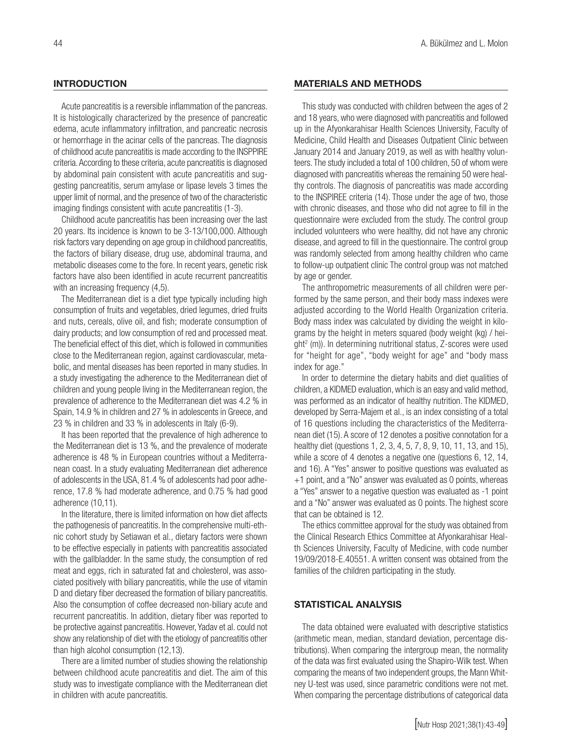## INTRODUCTION

Acute pancreatitis is a reversible inflammation of the pancreas. It is histologically characterized by the presence of pancreatic edema, acute inflammatory infiltration, and pancreatic necrosis or hemorrhage in the acinar cells of the pancreas. The diagnosis of childhood acute pancreatitis is made according to the INSPPIRE criteria. According to these criteria, acute pancreatitis is diagnosed by abdominal pain consistent with acute pancreatitis and suggesting pancreatitis, serum amylase or lipase levels 3 times the upper limit of normal, and the presence of two of the characteristic imaging findings consistent with acute pancreatitis (1-3).

Childhood acute pancreatitis has been increasing over the last 20 years. Its incidence is known to be 3-13/100,000. Although risk factors vary depending on age group in childhood pancreatitis, the factors of biliary disease, drug use, abdominal trauma, and metabolic diseases come to the fore. In recent years, genetic risk factors have also been identified in acute recurrent pancreatitis with an increasing frequency (4,5).

The Mediterranean diet is a diet type typically including high consumption of fruits and vegetables, dried legumes, dried fruits and nuts, cereals, olive oil, and fish; moderate consumption of dairy products; and low consumption of red and processed meat. The beneficial effect of this diet, which is followed in communities close to the Mediterranean region, against cardiovascular, metabolic, and mental diseases has been reported in many studies. In a study investigating the adherence to the Mediterranean diet of children and young people living in the Mediterranean region, the prevalence of adherence to the Mediterranean diet was 4.2 % in Spain, 14.9 % in children and 27 % in adolescents in Greece, and 23 % in children and 33 % in adolescents in Italy (6-9).

It has been reported that the prevalence of high adherence to the Mediterranean diet is 13 %, and the prevalence of moderate adherence is 48 % in European countries without a Mediterranean coast. In a study evaluating Mediterranean diet adherence of adolescents in the USA, 81.4 % of adolescents had poor adherence, 17.8 % had moderate adherence, and 0.75 % had good adherence (10,11).

In the literature, there is limited information on how diet affects the pathogenesis of pancreatitis. In the comprehensive multi-ethnic cohort study by Setiawan et al., dietary factors were shown to be effective especially in patients with pancreatitis associated with the gallbladder. In the same study, the consumption of red meat and eggs, rich in saturated fat and cholesterol, was associated positively with biliary pancreatitis, while the use of vitamin D and dietary fiber decreased the formation of biliary pancreatitis. Also the consumption of coffee decreased non-biliary acute and recurrent pancreatitis. In addition, dietary fiber was reported to be protective against pancreatitis. However, Yadav et al. could not show any relationship of diet with the etiology of pancreatitis other than high alcohol consumption (12,13).

There are a limited number of studies showing the relationship between childhood acute pancreatitis and diet. The aim of this study was to investigate compliance with the Mediterranean diet in children with acute pancreatitis.

## MATERIALS AND METHODS

This study was conducted with children between the ages of 2 and 18 years, who were diagnosed with pancreatitis and followed up in the Afyonkarahisar Health Sciences University, Faculty of Medicine, Child Health and Diseases Outpatient Clinic between January 2014 and January 2019, as well as with healthy volunteers. The study included a total of 100 children, 50 of whom were diagnosed with pancreatitis whereas the remaining 50 were healthy controls. The diagnosis of pancreatitis was made according to the INSPIREE criteria (14). Those under the age of two, those with chronic diseases, and those who did not agree to fill in the questionnaire were excluded from the study. The control group included volunteers who were healthy, did not have any chronic disease, and agreed to fill in the questionnaire. The control group was randomly selected from among healthy children who came to follow-up outpatient clinic The control group was not matched by age or gender.

The anthropometric measurements of all children were performed by the same person, and their body mass indexes were adjusted according to the World Health Organization criteria. Body mass index was calculated by dividing the weight in kilograms by the height in meters squared (body weight (kg) / height$^2$ (m)). In determining nutritional status, Z-scores were used for "height for age", "body weight for age" and "body mass index for age."

In order to determine the dietary habits and diet qualities of children, a KIDMED evaluation, which is an easy and valid method, was performed as an indicator of healthy nutrition. The KIDMED, developed by Serra-Majem et al., is an index consisting of a total of 16 questions including the characteristics of the Mediterranean diet (15). A score of 12 denotes a positive connotation for a healthy diet (questions 1, 2, 3, 4, 5, 7, 8, 9, 10, 11, 13, and 15), while a score of 4 denotes a negative one (questions 6, 12, 14, and 16). A "Yes" answer to positive questions was evaluated as +1 point, and a "No" answer was evaluated as 0 points, whereas a "Yes" answer to a negative question was evaluated as -1 point and a "No" answer was evaluated as 0 points. The highest score that can be obtained is 12.

The ethics committee approval for the study was obtained from the Clinical Research Ethics Committee at Afyonkarahisar Health Sciences University, Faculty of Medicine, with code number 19/09/2018-E.40551. A written consent was obtained from the families of the children participating in the study.

## STATISTICAL ANALYSIS

The data obtained were evaluated with descriptive statistics (arithmetic mean, median, standard deviation, percentage distributions). When comparing the intergroup mean, the normality of the data was first evaluated using the Shapiro-Wilk test. When comparing the means of two independent groups, the Mann Whitney U-test was used, since parametric conditions were not met. When comparing the percentage distributions of categorical data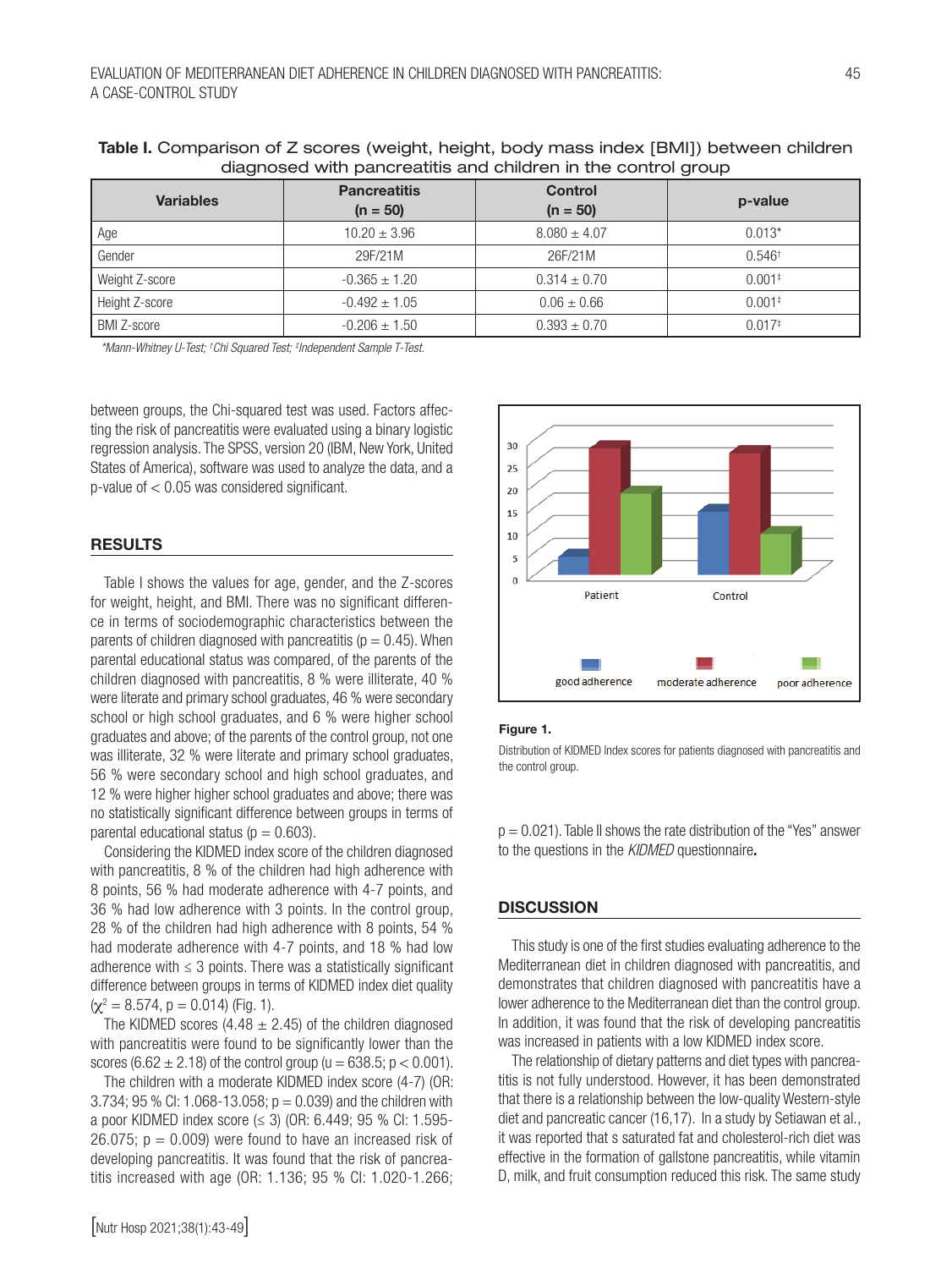**Table I.** Comparison of Z scores (weight, height, body mass index [BMI]) between children diagnosed with pancreatitis and children in the control group

| Variables | Pancreatitis (n = 50) | Control (n = 50) | p-value |
|---|---|---|---|
| Age | 10.20 ± 3.96 | 8.080 ± 4.07 | 0.013* |
| Gender | 29F/21M | 26F/21M | 0.546† |
| Weight Z-score | -0.365 ± 1.20 | 0.314 ± 0.70 | 0.001‡ |
| Height Z-score | -0.492 ± 1.05 | 0.06 ± 0.66 | 0.001‡ |
| BMI Z-score | -0.206 ± 1.50 | 0.393 ± 0.70 | 0.017‡ |

*\*Mann-Whitney U-Test; †Chi Squared Test; ‡Independent Sample T-Test.*

between groups, the Chi-squared test was used. Factors affecting the risk of pancreatitis were evaluated using a binary logistic regression analysis. The SPSS, version 20 (IBM, New York, United States of America), software was used to analyze the data, and a p-value of < 0.05 was considered significant.

## RESULTS

Table I shows the values for age, gender, and the Z-scores for weight, height, and BMI. There was no significant difference in terms of sociodemographic characteristics between the parents of children diagnosed with pancreatitis (p = 0.45). When parental educational status was compared, of the parents of the children diagnosed with pancreatitis, 8 % were illiterate, 40 % were literate and primary school graduates, 46 % were secondary school or high school graduates, and 6 % were higher school graduates and above; of the parents of the control group, not one was illiterate, 32 % were literate and primary school graduates, 56 % were secondary school and high school graduates, and 12 % were higher higher school graduates and above; there was no statistically significant difference between groups in terms of parental educational status (p = 0.603).

Considering the KIDMED index score of the children diagnosed with pancreatitis, 8 % of the children had high adherence with 8 points, 56 % had moderate adherence with 4-7 points, and 36 % had low adherence with 3 points. In the control group, 28 % of the children had high adherence with 8 points, 54 % had moderate adherence with 4-7 points, and 18 % had low adherence with ≤ 3 points. There was a statistically significant difference between groups in terms of KIDMED index diet quality ($\chi^2 = 8.574$, p = 0.014) (Fig. 1).

The KIDMED scores (4.48 ± 2.45) of the children diagnosed with pancreatitis were found to be significantly lower than the scores (6.62 ± 2.18) of the control group (u = 638.5; p < 0.001).

The children with a moderate KIDMED index score (4-7) (OR: 3.734; 95 % CI: 1.068-13.058; p = 0.039) and the children with a poor KIDMED index score (≤ 3) (OR: 6.449; 95 % CI: 1.595-26.075; p = 0.009) were found to have an increased risk of developing pancreatitis. It was found that the risk of pancreatitis increased with age (OR: 1.136; 95 % CI: 1.020-1.266; p = 0.021). Table II shows the rate distribution of the "Yes" answer to the questions in the *KIDMED* questionnaire**.**

**Figure 1.**

Distribution of KIDMED Index scores for patients diagnosed with pancreatitis and the control group.

## DISCUSSION

This study is one of the first studies evaluating adherence to the Mediterranean diet in children diagnosed with pancreatitis, and demonstrates that children diagnosed with pancreatitis have a lower adherence to the Mediterranean diet than the control group. In addition, it was found that the risk of developing pancreatitis was increased in patients with a low KIDMED index score.

The relationship of dietary patterns and diet types with pancreatitis is not fully understood. However, it has been demonstrated that there is a relationship between the low-quality Western-style diet and pancreatic cancer (16,17). In a study by Setiawan et al., it was reported that s saturated fat and cholesterol-rich diet was effective in the formation of gallstone pancreatitis, while vitamin D, milk, and fruit consumption reduced this risk. The same study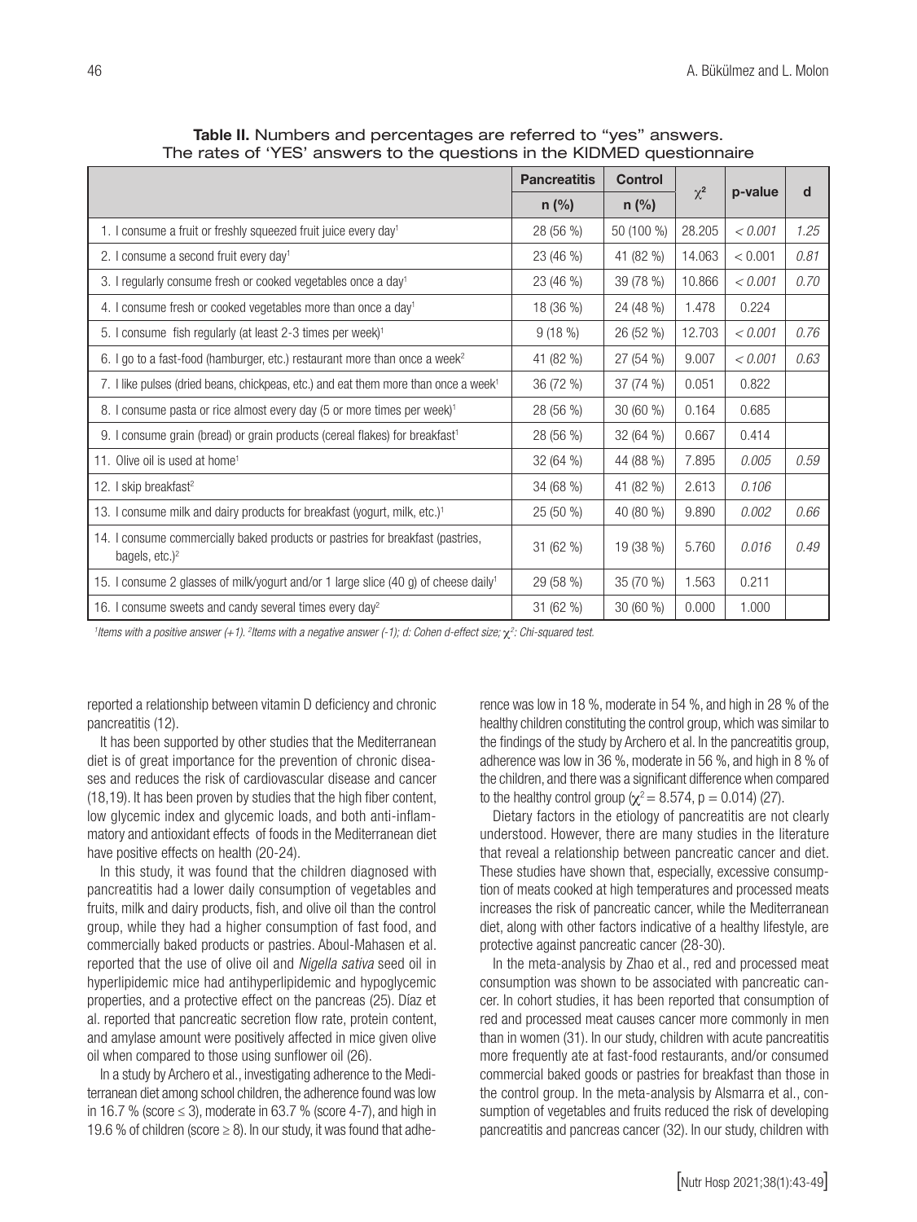**Table II.** Numbers and percentages are referred to "yes" answers. The rates of 'YES' answers to the questions in the KIDMED questionnaire

| | Pancreatitis | Control | $\chi^2$ | p-value | d |
|---|---|---|---|---|---|
| | n (%) | n (%) | | | |
| 1. I consume a fruit or freshly squeezed fruit juice every day[1] | 28 (56 %) | 50 (100 %) | 28.205 | *< 0.001* | *1.25* |
| 2. I consume a second fruit every day[1] | 23 (46 %) | 41 (82 %) | 14.063 | < 0.001 | *0.81* |
| 3. I regularly consume fresh or cooked vegetables once a day[1] | 23 (46 %) | 39 (78 %) | 10.866 | *< 0.001* | *0.70* |
| 4. I consume fresh or cooked vegetables more than once a day[1] | 18 (36 %) | 24 (48 %) | 1.478 | 0.224 | |
| 5. I consume fish regularly (at least 2-3 times per week)[1] | 9 (18 %) | 26 (52 %) | 12.703 | *< 0.001* | *0.76* |
| 6. I go to a fast-food (hamburger, etc.) restaurant more than once a week[2] | 41 (82 %) | 27 (54 %) | 9.007 | *< 0.001* | *0.63* |
| 7. I like pulses (dried beans, chickpeas, etc.) and eat them more than once a week[1] | 36 (72 %) | 37 (74 %) | 0.051 | 0.822 | |
| 8. I consume pasta or rice almost every day (5 or more times per week)[1] | 28 (56 %) | 30 (60 %) | 0.164 | 0.685 | |
| 9. I consume grain (bread) or grain products (cereal flakes) for breakfast[1] | 28 (56 %) | 32 (64 %) | 0.667 | 0.414 | |
| 11. Olive oil is used at home[1] | 32 (64 %) | 44 (88 %) | 7.895 | *0.005* | *0.59* |
| 12. I skip breakfast[2] | 34 (68 %) | 41 (82 %) | 2.613 | *0.106* | |
| 13. I consume milk and dairy products for breakfast (yogurt, milk, etc.)[1] | 25 (50 %) | 40 (80 %) | 9.890 | *0.002* | *0.66* |
| 14. I consume commercially baked products or pastries for breakfast (pastries, bagels, etc.)[2] | 31 (62 %) | 19 (38 %) | 5.760 | *0.016* | *0.49* |
| 15. I consume 2 glasses of milk/yogurt and/or 1 large slice (40 g) of cheese daily[1] | 29 (58 %) | 35 (70 %) | 1.563 | 0.211 | |
| 16. I consume sweets and candy several times every day[2] | 31 (62 %) | 30 (60 %) | 0.000 | 1.000 | |

*[1]Items with a positive answer (+1). [2]Items with a negative answer (-1); d: Cohen d-effect size; $\chi^2$: Chi-squared test.*

reported a relationship between vitamin D deficiency and chronic pancreatitis (12).

It has been supported by other studies that the Mediterranean diet is of great importance for the prevention of chronic diseases and reduces the risk of cardiovascular disease and cancer (18,19). It has been proven by studies that the high fiber content, low glycemic index and glycemic loads, and both anti-inflammatory and antioxidant effects of foods in the Mediterranean diet have positive effects on health (20-24).

In this study, it was found that the children diagnosed with pancreatitis had a lower daily consumption of vegetables and fruits, milk and dairy products, fish, and olive oil than the control group, while they had a higher consumption of fast food, and commercially baked products or pastries. Aboul-Mahasen et al. reported that the use of olive oil and *Nigella sativa* seed oil in hyperlipidemic mice had antihyperlipidemic and hypoglycemic properties, and a protective effect on the pancreas (25). Díaz et al. reported that pancreatic secretion flow rate, protein content, and amylase amount were positively affected in mice given olive oil when compared to those using sunflower oil (26).

In a study by Archero et al., investigating adherence to the Mediterranean diet among school children, the adherence found was low in 16.7 % (score ≤ 3), moderate in 63.7 % (score 4-7), and high in 19.6 % of children (score ≥ 8). In our study, it was found that adherence was low in 18 %, moderate in 54 %, and high in 28 % of the healthy children constituting the control group, which was similar to the findings of the study by Archero et al. In the pancreatitis group, adherence was low in 36 %, moderate in 56 %, and high in 8 % of the children, and there was a significant difference when compared to the healthy control group ($\chi^2 = 8.574$, $p = 0.014$) (27).

Dietary factors in the etiology of pancreatitis are not clearly understood. However, there are many studies in the literature that reveal a relationship between pancreatic cancer and diet. These studies have shown that, especially, excessive consumption of meats cooked at high temperatures and processed meats increases the risk of pancreatic cancer, while the Mediterranean diet, along with other factors indicative of a healthy lifestyle, are protective against pancreatic cancer (28-30).

In the meta-analysis by Zhao et al., red and processed meat consumption was shown to be associated with pancreatic cancer. In cohort studies, it has been reported that consumption of red and processed meat causes cancer more commonly in men than in women (31). In our study, children with acute pancreatitis more frequently ate at fast-food restaurants, and/or consumed commercial baked goods or pastries for breakfast than those in the control group. In the meta-analysis by Alsmarra et al., consumption of vegetables and fruits reduced the risk of developing pancreatitis and pancreas cancer (32). In our study, children with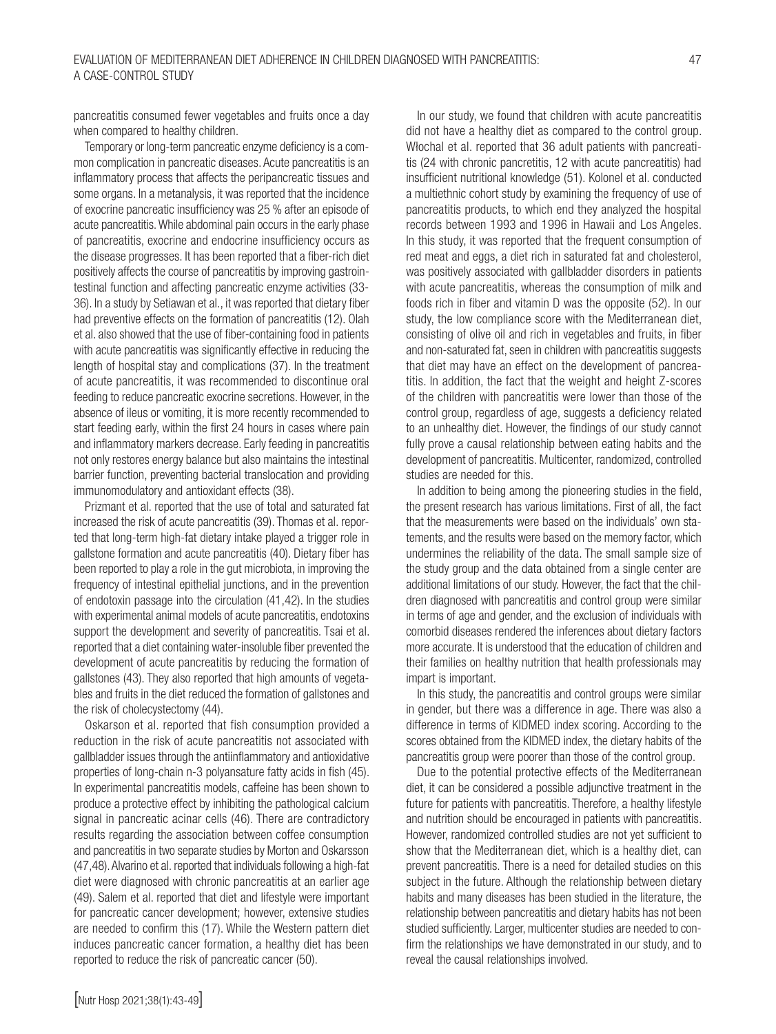pancreatitis consumed fewer vegetables and fruits once a day when compared to healthy children.

Temporary or long-term pancreatic enzyme deficiency is a common complication in pancreatic diseases. Acute pancreatitis is an inflammatory process that affects the peripancreatic tissues and some organs. In a metanalysis, it was reported that the incidence of exocrine pancreatic insufficiency was 25 % after an episode of acute pancreatitis. While abdominal pain occurs in the early phase of pancreatitis, exocrine and endocrine insufficiency occurs as the disease progresses. It has been reported that a fiber-rich diet positively affects the course of pancreatitis by improving gastrointestinal function and affecting pancreatic enzyme activities (33-36). In a study by Setiawan et al., it was reported that dietary fiber had preventive effects on the formation of pancreatitis (12). Olah et al. also showed that the use of fiber-containing food in patients with acute pancreatitis was significantly effective in reducing the length of hospital stay and complications (37). In the treatment of acute pancreatitis, it was recommended to discontinue oral feeding to reduce pancreatic exocrine secretions. However, in the absence of ileus or vomiting, it is more recently recommended to start feeding early, within the first 24 hours in cases where pain and inflammatory markers decrease. Early feeding in pancreatitis not only restores energy balance but also maintains the intestinal barrier function, preventing bacterial translocation and providing immunomodulatory and antioxidant effects (38).

Prizmant et al. reported that the use of total and saturated fat increased the risk of acute pancreatitis (39). Thomas et al. reported that long-term high-fat dietary intake played a trigger role in gallstone formation and acute pancreatitis (40). Dietary fiber has been reported to play a role in the gut microbiota, in improving the frequency of intestinal epithelial junctions, and in the prevention of endotoxin passage into the circulation (41,42). In the studies with experimental animal models of acute pancreatitis, endotoxins support the development and severity of pancreatitis. Tsai et al. reported that a diet containing water-insoluble fiber prevented the development of acute pancreatitis by reducing the formation of gallstones (43). They also reported that high amounts of vegetables and fruits in the diet reduced the formation of gallstones and the risk of cholecystectomy (44).

Oskarson et al. reported that fish consumption provided a reduction in the risk of acute pancreatitis not associated with gallbladder issues through the antiinflammatory and antioxidative properties of long-chain n-3 polyansature fatty acids in fish (45). In experimental pancreatitis models, caffeine has been shown to produce a protective effect by inhibiting the pathological calcium signal in pancreatic acinar cells (46). There are contradictory results regarding the association between coffee consumption and pancreatitis in two separate studies by Morton and Oskarsson (47,48). Alvarino et al. reported that individuals following a high-fat diet were diagnosed with chronic pancreatitis at an earlier age (49). Salem et al. reported that diet and lifestyle were important for pancreatic cancer development; however, extensive studies are needed to confirm this (17). While the Western pattern diet induces pancreatic cancer formation, a healthy diet has been reported to reduce the risk of pancreatic cancer (50).

In our study, we found that children with acute pancreatitis did not have a healthy diet as compared to the control group. Włochal et al. reported that 36 adult patients with pancreatitis (24 with chronic pancretitis, 12 with acute pancreatitis) had insufficient nutritional knowledge (51). Kolonel et al. conducted a multiethnic cohort study by examining the frequency of use of pancreatitis products, to which end they analyzed the hospital records between 1993 and 1996 in Hawaii and Los Angeles. In this study, it was reported that the frequent consumption of red meat and eggs, a diet rich in saturated fat and cholesterol, was positively associated with gallbladder disorders in patients with acute pancreatitis, whereas the consumption of milk and foods rich in fiber and vitamin D was the opposite (52). In our study, the low compliance score with the Mediterranean diet, consisting of olive oil and rich in vegetables and fruits, in fiber and non-saturated fat, seen in children with pancreatitis suggests that diet may have an effect on the development of pancreatitis. In addition, the fact that the weight and height Z-scores of the children with pancreatitis were lower than those of the control group, regardless of age, suggests a deficiency related to an unhealthy diet. However, the findings of our study cannot fully prove a causal relationship between eating habits and the development of pancreatitis. Multicenter, randomized, controlled studies are needed for this.

In addition to being among the pioneering studies in the field, the present research has various limitations. First of all, the fact that the measurements were based on the individuals' own statements, and the results were based on the memory factor, which undermines the reliability of the data. The small sample size of the study group and the data obtained from a single center are additional limitations of our study. However, the fact that the children diagnosed with pancreatitis and control group were similar in terms of age and gender, and the exclusion of individuals with comorbid diseases rendered the inferences about dietary factors more accurate. It is understood that the education of children and their families on healthy nutrition that health professionals may impart is important.

In this study, the pancreatitis and control groups were similar in gender, but there was a difference in age. There was also a difference in terms of KIDMED index scoring. According to the scores obtained from the KIDMED index, the dietary habits of the pancreatitis group were poorer than those of the control group.

Due to the potential protective effects of the Mediterranean diet, it can be considered a possible adjunctive treatment in the future for patients with pancreatitis. Therefore, a healthy lifestyle and nutrition should be encouraged in patients with pancreatitis. However, randomized controlled studies are not yet sufficient to show that the Mediterranean diet, which is a healthy diet, can prevent pancreatitis. There is a need for detailed studies on this subject in the future. Although the relationship between dietary habits and many diseases has been studied in the literature, the relationship between pancreatitis and dietary habits has not been studied sufficiently. Larger, multicenter studies are needed to confirm the relationships we have demonstrated in our study, and to reveal the causal relationships involved.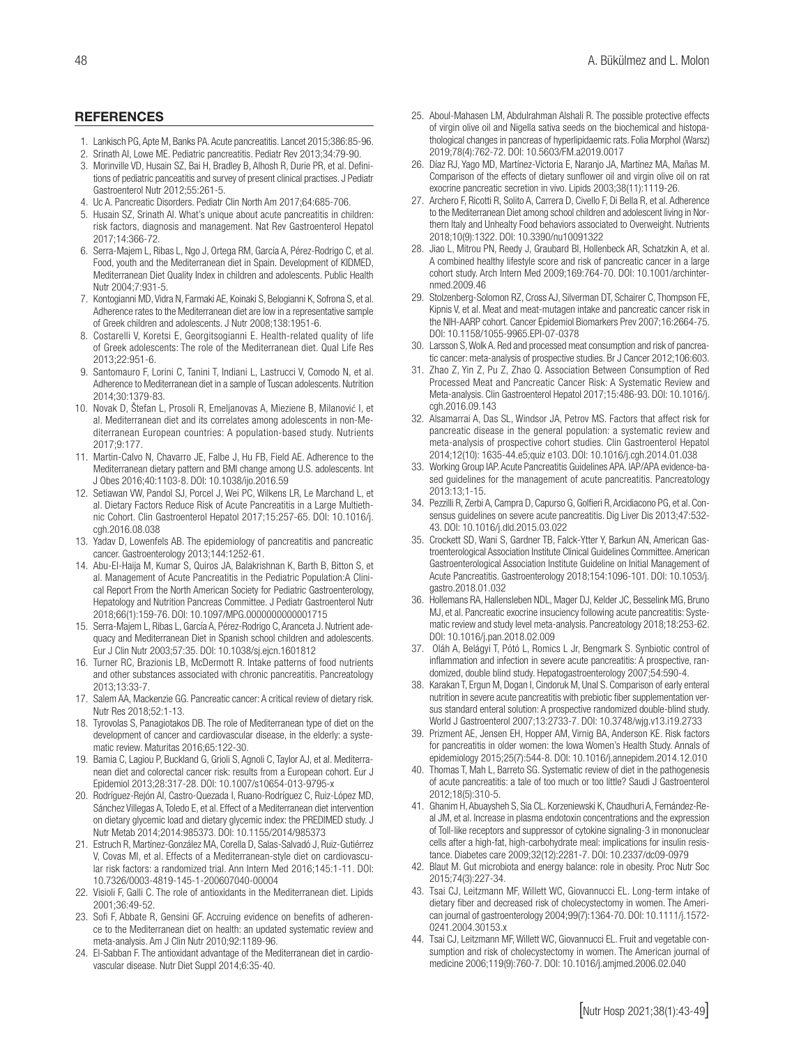## REFERENCES

1. Lankisch PG, Apte M, Banks PA. Acute pancreatitis. Lancet 2015;386:85-96.
2. Srinath AI, Lowe ME. Pediatric pancreatitis. Pediatr Rev 2013;34:79-90.
3. Morinville VD, Husain SZ, Bai H, Bradley B, Alhosh R, Durie PR, et al. Definitions of pediatric panceatitis and survey of present clinical practises. J Pediatr Gastroenterol Nutr 2012;55:261-5.
4. Uc A. Pancreatic Disorders. Pediatr Clin North Am 2017;64:685-706.
5. Husain SZ, Srinath AI. What's unique about acute pancreatitis in children: risk factors, diagnosis and management. Nat Rev Gastroenterol Hepatol 2017;14:366-72.
6. Serra-Majem L, Ribas L, Ngo J, Ortega RM, García A, Pérez-Rodrigo C, et al. Food, youth and the Mediterranean diet in Spain. Development of KIDMED, Mediterranean Diet Quality Index in children and adolescents. Public Health Nutr 2004;7:931-5.
7. Kontogianni MD, Vidra N, Farmaki AE, Koinaki S, Belogianni K, Sofrona S, et al. Adherence rates to the Mediterranean diet are low in a representative sample of Greek children and adolescents. J Nutr 2008;138:1951-6.
8. Costarelli V, Koretsi E, Georgitsogianni E. Health-related quality of life of Greek adolescents: The role of the Mediterranean diet. Qual Life Res 2013;22:951-6.
9. Santomauro F, Lorini C, Tanini T, Indiani L, Lastrucci V, Comodo N, et al. Adherence to Mediterranean diet in a sample of Tuscan adolescents. Nutrition 2014;30:1379-83.
10. Novak D, Štefan L, Prosoli R, Emeljanovas A, Mieziene B, Milanović I, et al. Mediterranean diet and its correlates among adolescents in non-Mediterranean European countries: A population-based study. Nutrients 2017;9:177.
11. Martin-Calvo N, Chavarro JE, Falbe J, Hu FB, Field AE. Adherence to the Mediterranean dietary pattern and BMI change among U.S. adolescents. Int J Obes 2016;40:1103-8. DOI: 10.1038/ijo.2016.59
12. Setiawan VW, Pandol SJ, Porcel J, Wei PC, Wilkens LR, Le Marchand L, et al. Dietary Factors Reduce Risk of Acute Pancreatitis in a Large Multiethnic Cohort. Clin Gastroenterol Hepatol 2017;15:257-65. DOI: 10.1016/j.cgh.2016.08.038
13. Yadav D, Lowenfels AB. The epidemiology of pancreatitis and pancreatic cancer. Gastroenterology 2013;144:1252-61.
14. Abu-El-Haija M, Kumar S, Quiros JA, Balakrishnan K, Barth B, Bitton S, et al. Management of Acute Pancreatitis in the Pediatric Population:A Clinical Report From the North American Society for Pediatric Gastroenterology, Hepatology and Nutrition Pancreas Committee. J Pediatr Gastroenterol Nutr 2018;66(1):159-76. DOI: 10.1097/MPG.0000000000001715
15. Serra-Majem L, Ribas L, García A, Pérez-Rodrigo C, Aranceta J. Nutrient adequacy and Mediterranean Diet in Spanish school children and adolescents. Eur J Clin Nutr 2003;57:35. DOI: 10.1038/sj.ejcn.1601812
16. Turner RC, Brazionis LB, McDermott R. Intake patterns of food nutrients and other substances associated with chronic pancreatitis. Pancreatology 2013;13:33-7.
17. Salem AA, Mackenzie GG. Pancreatic cancer: A critical review of dietary risk. Nutr Res 2018;52:1-13.
18. Tyrovolas S, Panagiotakos DB. The role of Mediterranean type of diet on the development of cancer and cardiovascular disease, in the elderly: a systematic review. Maturitas 2016;65:122-30.
19. Bamia C, Lagiou P, Buckland G, Grioli S, Agnoli C, Taylor AJ, et al. Mediterranean diet and colorectal cancer risk: results from a European cohort. Eur J Epidemiol 2013;28:317-28. DOI: 10.1007/s10654-013-9795-x
20. Rodríguez-Rejón AI, Castro-Quezada I, Ruano-Rodríguez C, Ruiz-López MD, Sánchez Villegas A, Toledo E, et al. Effect of a Mediterranean diet intervention on dietary glycemic load and dietary glycemic index: the PREDIMED study. J Nutr Metab 2014;2014:985373. DOI: 10.1155/2014/985373
21. Estruch R, Martínez-González MA, Corella D, Salas-Salvadó J, Ruiz-Gutiérrez V, Covas MI, et al. Effects of a Mediterranean-style diet on cardiovascular risk factors: a randomized trial. Ann Intern Med 2016;145:1-11. DOI: 10.7326/0003-4819-145-1-200607040-00004
22. Visioli F, Galli C. The role of antioxidants in the Mediterranean diet. Lipids 2001;36:49-52.
23. Sofi F, Abbate R, Gensini GF. Accruing evidence on benefits of adherence to the Mediterranean diet on health: an updated systematic review and meta-analysis. Am J Clin Nutr 2010;92:1189-96.
24. El-Sabban F. The antioxidant advantage of the Mediterranean diet in cardiovascular disease. Nutr Diet Suppl 2014;6:35-40.
25. Aboul-Mahasen LM, Abdulrahman Alshali R. The possible protective effects of virgin olive oil and Nigella sativa seeds on the biochemical and histopathological changes in pancreas of hyperlipidaemic rats. Folia Morphol (Warsz) 2019;78(4):762-72. DOI: 10.5603/FM.a2019.0017
26. Díaz RJ, Yago MD, Martínez-Victoria E, Naranjo JA, Martínez MA, Mañas M. Comparison of the effects of dietary sunflower oil and virgin olive oil on rat exocrine pancreatic secretion in vivo. Lipids 2003;38(11):1119-26.
27. Archero F, Ricotti R, Solito A, Carrera D, Civello F, Di Bella R, et al. Adherence to the Mediterranean Diet among school children and adolescent living in Northern Italy and Unhealty Food behaviors associated to Overweight. Nutrients 2018;10(9):1322. DOI: 10.3390/nu10091322
28. Jiao L, Mitrou PN, Reedy J, Graubard BI, Hollenbeck AR, Schatzkin A, et al. A combined healthy lifestyle score and risk of pancreatic cancer in a large cohort study. Arch Intern Med 2009;169:764-70. DOI: 10.1001/archinternmed.2009.46
29. Stolzenberg-Solomon RZ, Cross AJ, Silverman DT, Schairer C, Thompson FE, Kipnis V, et al. Meat and meat-mutagen intake and pancreatic cancer risk in the NIH-AARP cohort. Cancer Epidemiol Biomarkers Prev 2007;16:2664-75. DOI: 10.1158/1055-9965.EPI-07-0378
30. Larsson S, Wolk A. Red and processed meat consumption and risk of pancreatic cancer: meta-analysis of prospective studies. Br J Cancer 2012;106:603.
31. Zhao Z, Yin Z, Pu Z, Zhao Q. Association Between Consumption of Red Processed Meat and Pancreatic Cancer Risk: A Systematic Review and Meta-analysis. Clin Gastroenterol Hepatol 2017;15:486-93. DOI: 10.1016/j.cgh.2016.09.143
32. Alsamarrai A, Das SL, Windsor JA, Petrov MS. Factors that affect risk for pancreatic disease in the general population: a systematic review and meta-analysis of prospective cohort studies. Clin Gastroenterol Hepatol 2014;12(10): 1635-44.e5;quiz e103. DOI: 10.1016/j.cgh.2014.01.038
33. Working Group IAP. Acute Pancreatitis Guidelines APA. IAP/APA evidence-based guidelines for the management of acute pancreatitis. Pancreatology 2013:13;1-15.
34. Pezzilli R, Zerbi A, Campra D, Capurso G, Golfieri R, Arcidiacono PG, et al. Consensus guidelines on severe acute pancreatitis. Dig Liver Dis 2013;47:532-43. DOI: 10.1016/j.dld.2015.03.022
35. Crockett SD, Wani S, Gardner TB, Falck-Ytter Y, Barkun AN, American Gastroenterological Association Institute Clinical Guidelines Committee. American Gastroenterological Association Institute Guideline on Initial Management of Acute Pancreatitis. Gastroenterology 2018;154:1096-101. DOI: 10.1053/j.gastro.2018.01.032
36. Hollemans RA, Hallensleben NDL, Mager DJ, Kelder JC, Besselink MG, Bruno MJ, et al. Pancreatic exocrine insuciency following acute pancreatitis: Systematic review and study level meta-analysis. Pancreatology 2018;18:253-62. DOI: 10.1016/j.pan.2018.02.009
37. Oláh A, Belágyi T, Pótó L, Romics L Jr, Bengmark S. Synbiotic control of inflammation and infection in severe acute pancreatitis: A prospective, randomized, double blind study. Hepatogastroenterology 2007;54:590-4.
38. Karakan T, Ergun M, Dogan I, Cindoruk M, Unal S. Comparison of early enteral nutrition in severe acute pancreatitis with prebiotic fiber supplementation versus standard enteral solution: A prospective randomized double-blind study. World J Gastroenterol 2007;13:2733-7. DOI: 10.3748/wjg.v13.i19.2733
39. Prizment AE, Jensen EH, Hopper AM, Virnig BA, Anderson KE. Risk factors for pancreatitis in older women: the Iowa Women's Health Study. Annals of epidemiology 2015;25(7):544-8. DOI: 10.1016/j.annepidem.2014.12.010
40. Thomas T, Mah L, Barreto SG. Systematic review of diet in the pathogenesis of acute pancreatitis: a tale of too much or too little? Saudi J Gastroenterol 2012;18(5):310-5.
41. Ghanim H, Abuaysheh S, Sia CL. Korzeniewski K, Chaudhuri A, Fernández-Real JM, et al. Increase in plasma endotoxin concentrations and the expression of Toll-like receptors and suppressor of cytokine signaling-3 in mononuclear cells after a high-fat, high-carbohydrate meal: implications for insulin resistance. Diabetes care 2009;32(12):2281-7. DOI: 10.2337/dc09-0979
42. Blaut M. Gut microbiota and energy balance: role in obesity. Proc Nutr Soc 2015;74(3):227-34.
43. Tsai CJ, Leitzmann MF, Willett WC, Giovannucci EL. Long-term intake of dietary fiber and decreased risk of cholecystectomy in women. The American journal of gastroenterology 2004;99(7):1364-70. DOI: 10.1111/j.1572-0241.2004.30153.x
44. Tsai CJ, Leitzmann MF, Willett WC, Giovannucci EL. Fruit and vegetable consumption and risk of cholecystectomy in women. The American journal of medicine 2006;119(9):760-7. DOI: 10.1016/j.amjmed.2006.02.040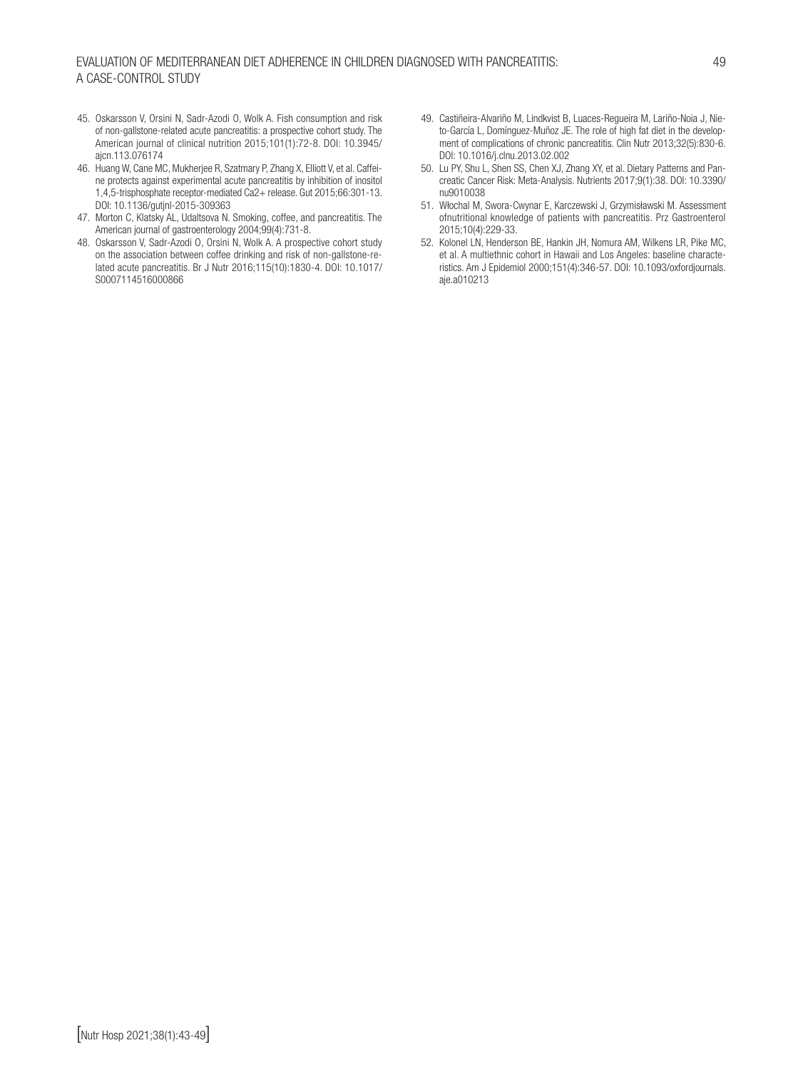45. Oskarsson V, Orsini N, Sadr-Azodi O, Wolk A. Fish consumption and risk of non-gallstone-related acute pancreatitis: a prospective cohort study. The American journal of clinical nutrition 2015;101(1):72-8. DOI: 10.3945/ajcn.113.076174
46. Huang W, Cane MC, Mukherjee R, Szatmary P, Zhang X, Elliott V, et al. Caffeine protects against experimental acute pancreatitis by inhibition of inositol 1,4,5-trisphosphate receptor-mediated Ca2+ release. Gut 2015;66:301-13. DOI: 10.1136/gutjnl-2015-309363
47. Morton C, Klatsky AL, Udaltsova N. Smoking, coffee, and pancreatitis. The American journal of gastroenterology 2004;99(4):731-8.
48. Oskarsson V, Sadr-Azodi O, Orsini N, Wolk A. A prospective cohort study on the association between coffee drinking and risk of non-gallstone-related acute pancreatitis. Br J Nutr 2016;115(10):1830-4. DOI: 10.1017/S0007114516000866
49. Castiñeira-Alvariño M, Lindkvist B, Luaces-Regueira M, Lariño-Noia J, Nieto-García L, Domínguez-Muñoz JE. The role of high fat diet in the development of complications of chronic pancreatitis. Clin Nutr 2013;32(5):830-6. DOI: 10.1016/j.clnu.2013.02.002
50. Lu PY, Shu L, Shen SS, Chen XJ, Zhang XY, et al. Dietary Patterns and Pancreatic Cancer Risk: Meta-Analysis. Nutrients 2017;9(1):38. DOI: 10.3390/nu9010038
51. Włochal M, Swora-Cwynar E, Karczewski J, Grzymisławski M. Assessment ofnutritional knowledge of patients with pancreatitis. Prz Gastroenterol 2015;10(4):229-33.
52. Kolonel LN, Henderson BE, Hankin JH, Nomura AM, Wilkens LR, Pike MC, et al. A multiethnic cohort in Hawaii and Los Angeles: baseline characteristics. Am J Epidemiol 2000;151(4):346-57. DOI: 10.1093/oxfordjournals.aje.a010213